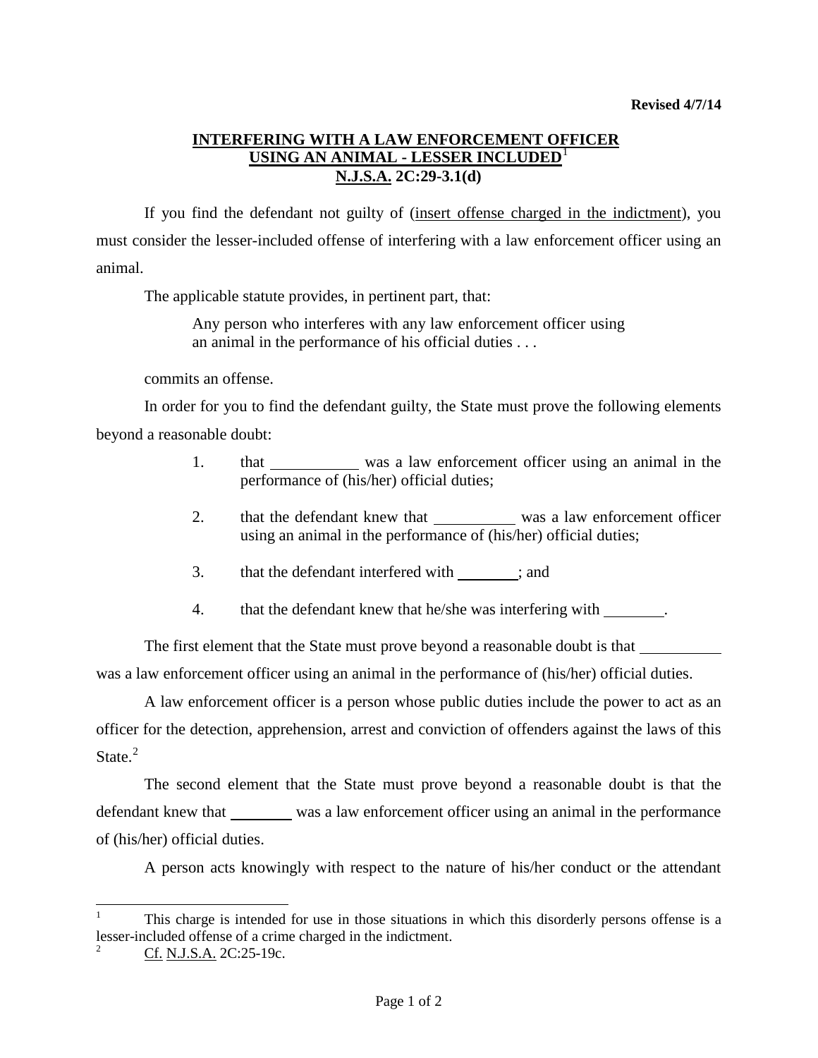**Revised 4/7/14**

# INTERFERING WITH A LAW ENFORCEMENT OFFICER USING AN ANIMAL - LESSER INCLUDED[1]
## N.J.S.A. 2C:29-3.1(d)

If you find the defendant not guilty of (insert offense charged in the indictment), you must consider the lesser-included offense of interfering with a law enforcement officer using an animal.

The applicable statute provides, in pertinent part, that:

> Any person who interferes with any law enforcement officer using an animal in the performance of his official duties . . .

commits an offense.

In order for you to find the defendant guilty, the State must prove the following elements beyond a reasonable doubt:

1. that ___________ was a law enforcement officer using an animal in the performance of (his/her) official duties;
2. that the defendant knew that __________ was a law enforcement officer using an animal in the performance of (his/her) official duties;
3. that the defendant interfered with ________; and
4. that the defendant knew that he/she was interfering with ________.

The first element that the State must prove beyond a reasonable doubt is that __________ was a law enforcement officer using an animal in the performance of (his/her) official duties.

A law enforcement officer is a person whose public duties include the power to act as an officer for the detection, apprehension, arrest and conviction of offenders against the laws of this State.[2]

The second element that the State must prove beyond a reasonable doubt is that the defendant knew that ________ was a law enforcement officer using an animal in the performance of (his/her) official duties.

A person acts knowingly with respect to the nature of his/her conduct or the attendant

---

[1] This charge is intended for use in those situations in which this disorderly persons offense is a lesser-included offense of a crime charged in the indictment.

[2] Cf. N.J.S.A. 2C:25-19c.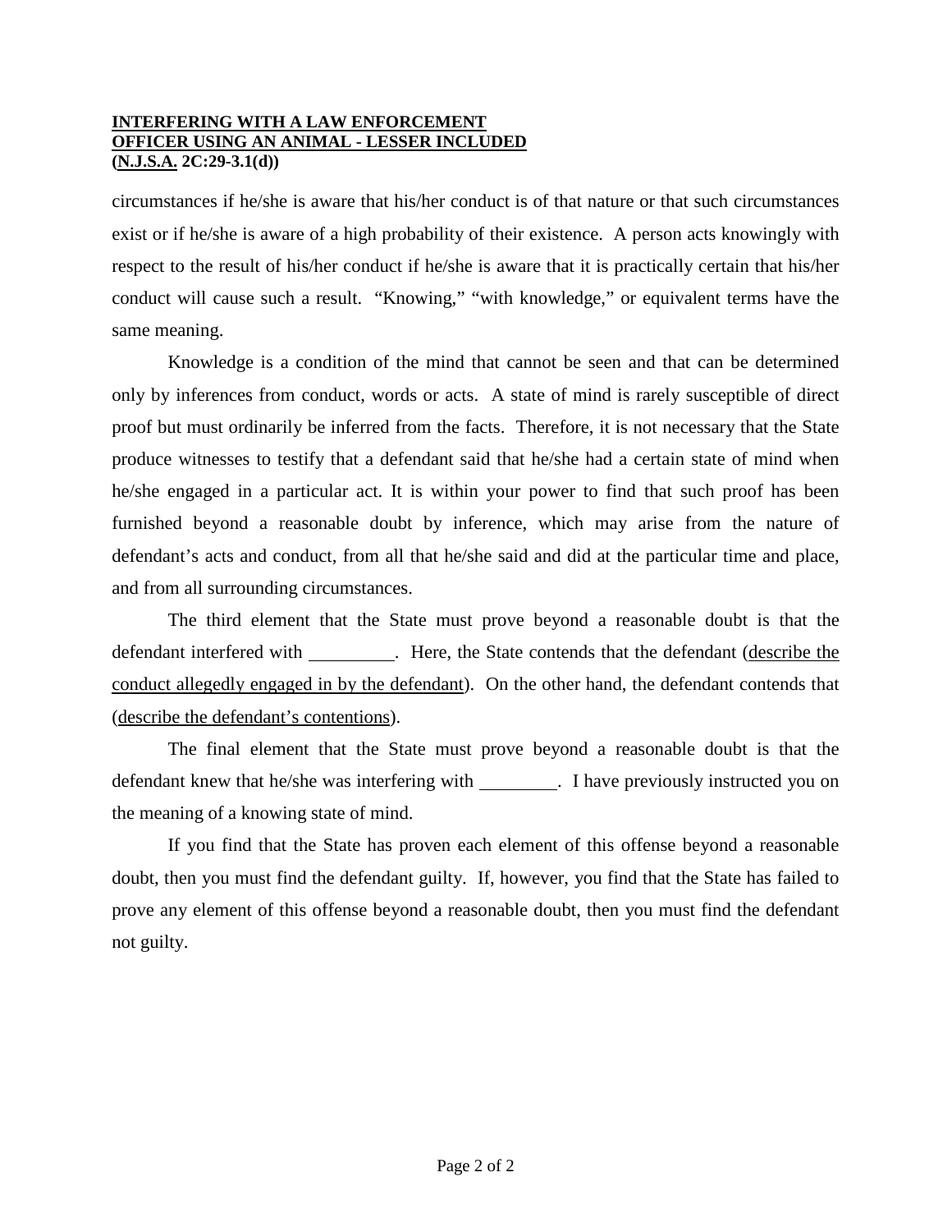circumstances if he/she is aware that his/her conduct is of that nature or that such circumstances exist or if he/she is aware of a high probability of their existence. A person acts knowingly with respect to the result of his/her conduct if he/she is aware that it is practically certain that his/her conduct will cause such a result. "Knowing," "with knowledge," or equivalent terms have the same meaning.

Knowledge is a condition of the mind that cannot be seen and that can be determined only by inferences from conduct, words or acts. A state of mind is rarely susceptible of direct proof but must ordinarily be inferred from the facts. Therefore, it is not necessary that the State produce witnesses to testify that a defendant said that he/she had a certain state of mind when he/she engaged in a particular act. It is within your power to find that such proof has been furnished beyond a reasonable doubt by inference, which may arise from the nature of defendant's acts and conduct, from all that he/she said and did at the particular time and place, and from all surrounding circumstances.

The third element that the State must prove beyond a reasonable doubt is that the defendant interfered with _________. Here, the State contends that the defendant (describe the conduct allegedly engaged in by the defendant). On the other hand, the defendant contends that (describe the defendant's contentions).

The final element that the State must prove beyond a reasonable doubt is that the defendant knew that he/she was interfering with ________. I have previously instructed you on the meaning of a knowing state of mind.

If you find that the State has proven each element of this offense beyond a reasonable doubt, then you must find the defendant guilty. If, however, you find that the State has failed to prove any element of this offense beyond a reasonable doubt, then you must find the defendant not guilty.